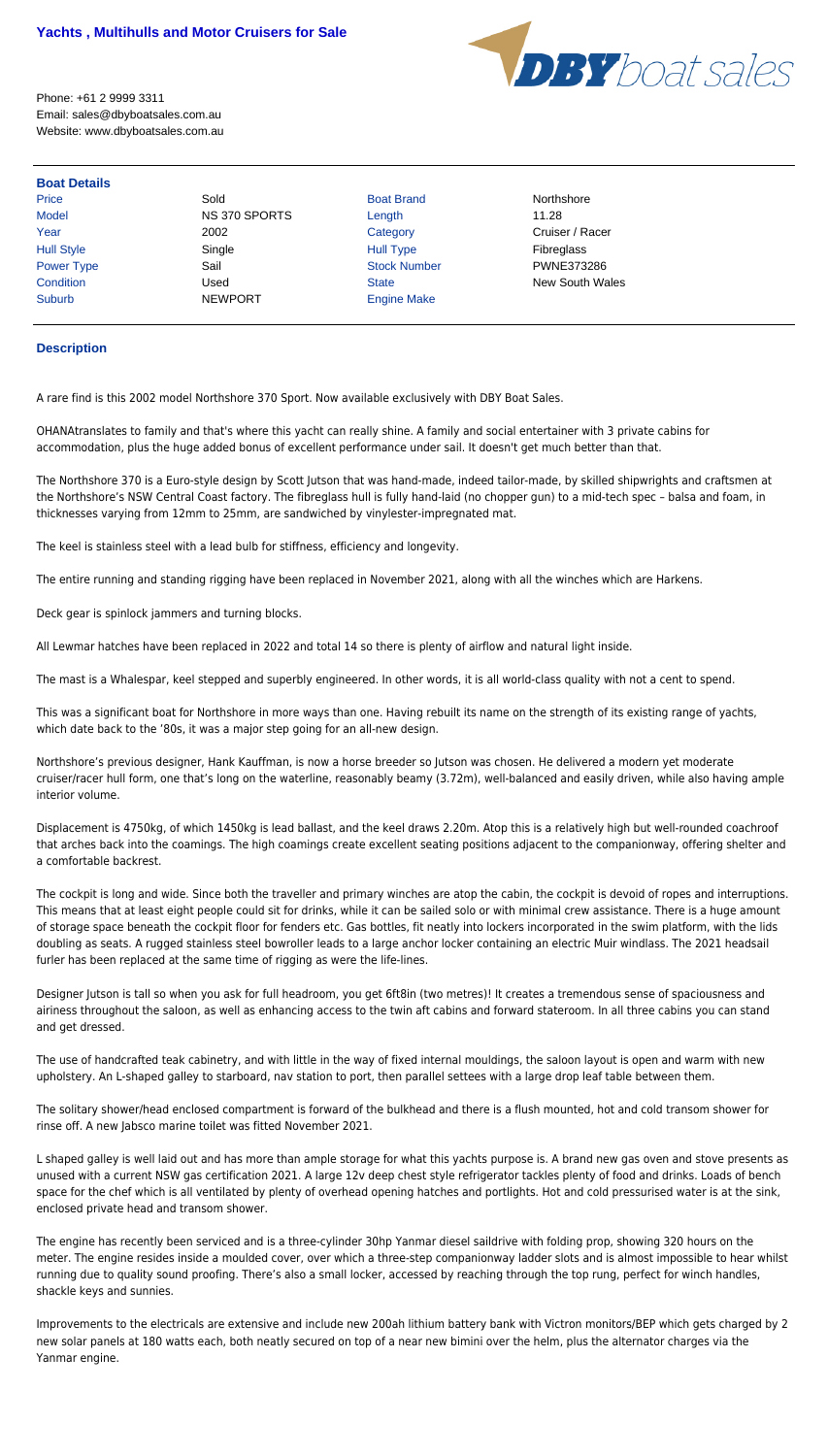# Yachts , Multihulls and Motor Cruisers for Sale

Phone: +61 2 9999 3311
Email: sales@dbyboatsales.com.au
Website: www.dbyboatsales.com.au

## Boat Details

| | | | |
|---|---|---|---|
| Price | Sold | Boat Brand | Northshore |
| Model | NS 370 SPORTS | Length | 11.28 |
| Year | 2002 | Category | Cruiser / Racer |
| Hull Style | Single | Hull Type | Fibreglass |
| Power Type | Sail | Stock Number | PWNE373286 |
| Condition | Used | State | New South Wales |
| Suburb | NEWPORT | Engine Make | |

## Description

A rare find is this 2002 model Northshore 370 Sport. Now available exclusively with DBY Boat Sales.

OHANAtranslates to family and that's where this yacht can really shine. A family and social entertainer with 3 private cabins for accommodation, plus the huge added bonus of excellent performance under sail. It doesn't get much better than that.

The Northshore 370 is a Euro-style design by Scott Jutson that was hand-made, indeed tailor-made, by skilled shipwrights and craftsmen at the Northshore's NSW Central Coast factory. The fibreglass hull is fully hand-laid (no chopper gun) to a mid-tech spec – balsa and foam, in thicknesses varying from 12mm to 25mm, are sandwiched by vinylester-impregnated mat.

The keel is stainless steel with a lead bulb for stiffness, efficiency and longevity.

The entire running and standing rigging have been replaced in November 2021, along with all the winches which are Harkens.

Deck gear is spinlock jammers and turning blocks.

All Lewmar hatches have been replaced in 2022 and total 14 so there is plenty of airflow and natural light inside.

The mast is a Whalespar, keel stepped and superbly engineered. In other words, it is all world-class quality with not a cent to spend.

This was a significant boat for Northshore in more ways than one. Having rebuilt its name on the strength of its existing range of yachts, which date back to the '80s, it was a major step going for an all-new design.

Northshore's previous designer, Hank Kauffman, is now a horse breeder so Jutson was chosen. He delivered a modern yet moderate cruiser/racer hull form, one that's long on the waterline, reasonably beamy (3.72m), well-balanced and easily driven, while also having ample interior volume.

Displacement is 4750kg, of which 1450kg is lead ballast, and the keel draws 2.20m. Atop this is a relatively high but well-rounded coachroof that arches back into the coamings. The high coamings create excellent seating positions adjacent to the companionway, offering shelter and a comfortable backrest.

The cockpit is long and wide. Since both the traveller and primary winches are atop the cabin, the cockpit is devoid of ropes and interruptions. This means that at least eight people could sit for drinks, while it can be sailed solo or with minimal crew assistance. There is a huge amount of storage space beneath the cockpit floor for fenders etc. Gas bottles, fit neatly into lockers incorporated in the swim platform, with the lids doubling as seats. A rugged stainless steel bowroller leads to a large anchor locker containing an electric Muir windlass. The 2021 headsail furler has been replaced at the same time of rigging as were the life-lines.

Designer Jutson is tall so when you ask for full headroom, you get 6ft8in (two metres)! It creates a tremendous sense of spaciousness and airiness throughout the saloon, as well as enhancing access to the twin aft cabins and forward stateroom. In all three cabins you can stand and get dressed.

The use of handcrafted teak cabinetry, and with little in the way of fixed internal mouldings, the saloon layout is open and warm with new upholstery. An L-shaped galley to starboard, nav station to port, then parallel settees with a large drop leaf table between them.

The solitary shower/head enclosed compartment is forward of the bulkhead and there is a flush mounted, hot and cold transom shower for rinse off. A new Jabsco marine toilet was fitted November 2021.

L shaped galley is well laid out and has more than ample storage for what this yachts purpose is. A brand new gas oven and stove presents as unused with a current NSW gas certification 2021. A large 12v deep chest style refrigerator tackles plenty of food and drinks. Loads of bench space for the chef which is all ventilated by plenty of overhead opening hatches and portlights. Hot and cold pressurised water is at the sink, enclosed private head and transom shower.

The engine has recently been serviced and is a three-cylinder 30hp Yanmar diesel saildrive with folding prop, showing 320 hours on the meter. The engine resides inside a moulded cover, over which a three-step companionway ladder slots and is almost impossible to hear whilst running due to quality sound proofing. There's also a small locker, accessed by reaching through the top rung, perfect for winch handles, shackle keys and sunnies.

Improvements to the electricals are extensive and include new 200ah lithium battery bank with Victron monitors/BEP which gets charged by 2 new solar panels at 180 watts each, both neatly secured on top of a near new bimini over the helm, plus the alternator charges via the Yanmar engine.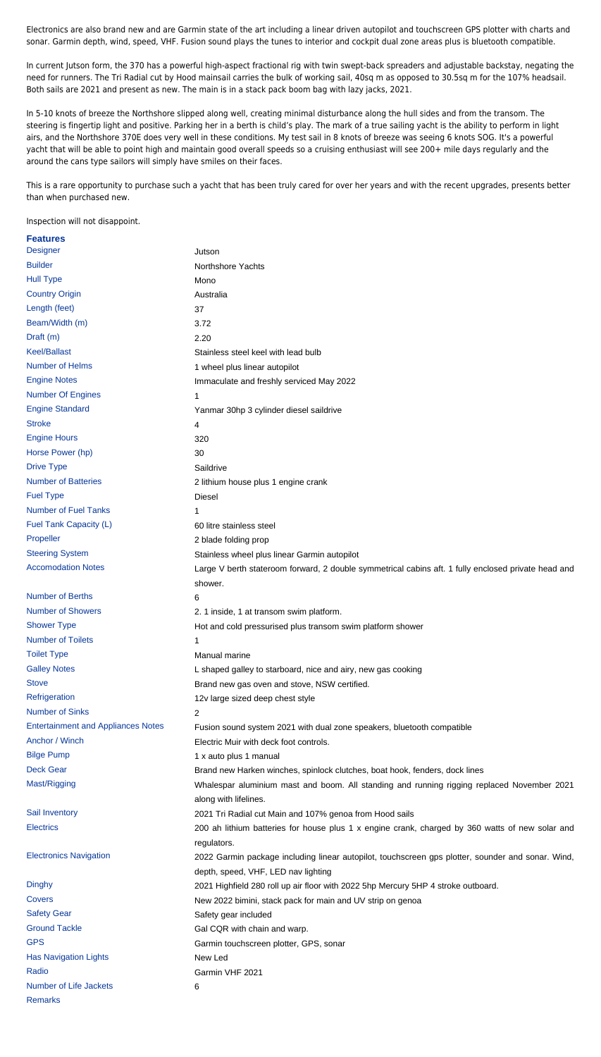Electronics are also brand new and are Garmin state of the art including a linear driven autopilot and touchscreen GPS plotter with charts and sonar. Garmin depth, wind, speed, VHF. Fusion sound plays the tunes to interior and cockpit dual zone areas plus is bluetooth compatible.

In current Jutson form, the 370 has a powerful high-aspect fractional rig with twin swept-back spreaders and adjustable backstay, negating the need for runners. The Tri Radial cut by Hood mainsail carries the bulk of working sail, 40sq m as opposed to 30.5sq m for the 107% headsail. Both sails are 2021 and present as new. The main is in a stack pack boom bag with lazy jacks, 2021.

In 5-10 knots of breeze the Northshore slipped along well, creating minimal disturbance along the hull sides and from the transom. The steering is fingertip light and positive. Parking her in a berth is child's play. The mark of a true sailing yacht is the ability to perform in light airs, and the Northshore 370E does very well in these conditions. My test sail in 8 knots of breeze was seeing 6 knots SOG. It's a powerful yacht that will be able to point high and maintain good overall speeds so a cruising enthusiast will see 200+ mile days regularly and the around the cans type sailors will simply have smiles on their faces.

This is a rare opportunity to purchase such a yacht that has been truly cared for over her years and with the recent upgrades, presents better than when purchased new.

Inspection will not disappoint.

## Features

| | |
|---|---|
| Designer | Jutson |
| Builder | Northshore Yachts |
| Hull Type | Mono |
| Country Origin | Australia |
| Length (feet) | 37 |
| Beam/Width (m) | 3.72 |
| Draft (m) | 2.20 |
| Keel/Ballast | Stainless steel keel with lead bulb |
| Number of Helms | 1 wheel plus linear autopilot |
| Engine Notes | Immaculate and freshly serviced May 2022 |
| Number Of Engines | 1 |
| Engine Standard | Yanmar 30hp 3 cylinder diesel saildrive |
| Stroke | 4 |
| Engine Hours | 320 |
| Horse Power (hp) | 30 |
| Drive Type | Saildrive |
| Number of Batteries | 2 lithium house plus 1 engine crank |
| Fuel Type | Diesel |
| Number of Fuel Tanks | 1 |
| Fuel Tank Capacity (L) | 60 litre stainless steel |
| Propeller | 2 blade folding prop |
| Steering System | Stainless wheel plus linear Garmin autopilot |
| Accomodation Notes | Large V berth stateroom forward, 2 double symmetrical cabins aft. 1 fully enclosed private head and shower. |
| Number of Berths | 6 |
| Number of Showers | 2. 1 inside, 1 at transom swim platform. |
| Shower Type | Hot and cold pressurised plus transom swim platform shower |
| Number of Toilets | 1 |
| Toilet Type | Manual marine |
| Galley Notes | L shaped galley to starboard, nice and airy, new gas cooking |
| Stove | Brand new gas oven and stove, NSW certified. |
| Refrigeration | 12v large sized deep chest style |
| Number of Sinks | 2 |
| Entertainment and Appliances Notes | Fusion sound system 2021 with dual zone speakers, bluetooth compatible |
| Anchor / Winch | Electric Muir with deck foot controls. |
| Bilge Pump | 1 x auto plus 1 manual |
| Deck Gear | Brand new Harken winches, spinlock clutches, boat hook, fenders, dock lines |
| Mast/Rigging | Whalespar aluminium mast and boom. All standing and running rigging replaced November 2021 along with lifelines. |
| Sail Inventory | 2021 Tri Radial cut Main and 107% genoa from Hood sails |
| Electrics | 200 ah lithium batteries for house plus 1 x engine crank, charged by 360 watts of new solar and regulators. |
| Electronics Navigation | 2022 Garmin package including linear autopilot, touchscreen gps plotter, sounder and sonar. Wind, depth, speed, VHF, LED nav lighting |
| Dinghy | 2021 Highfield 280 roll up air floor with 2022 5hp Mercury 5HP 4 stroke outboard. |
| Covers | New 2022 bimini, stack pack for main and UV strip on genoa |
| Safety Gear | Safety gear included |
| Ground Tackle | Gal CQR with chain and warp. |
| GPS | Garmin touchscreen plotter, GPS, sonar |
| Has Navigation Lights | New Led |
| Radio | Garmin VHF 2021 |
| Number of Life Jackets | 6 |
| Remarks | |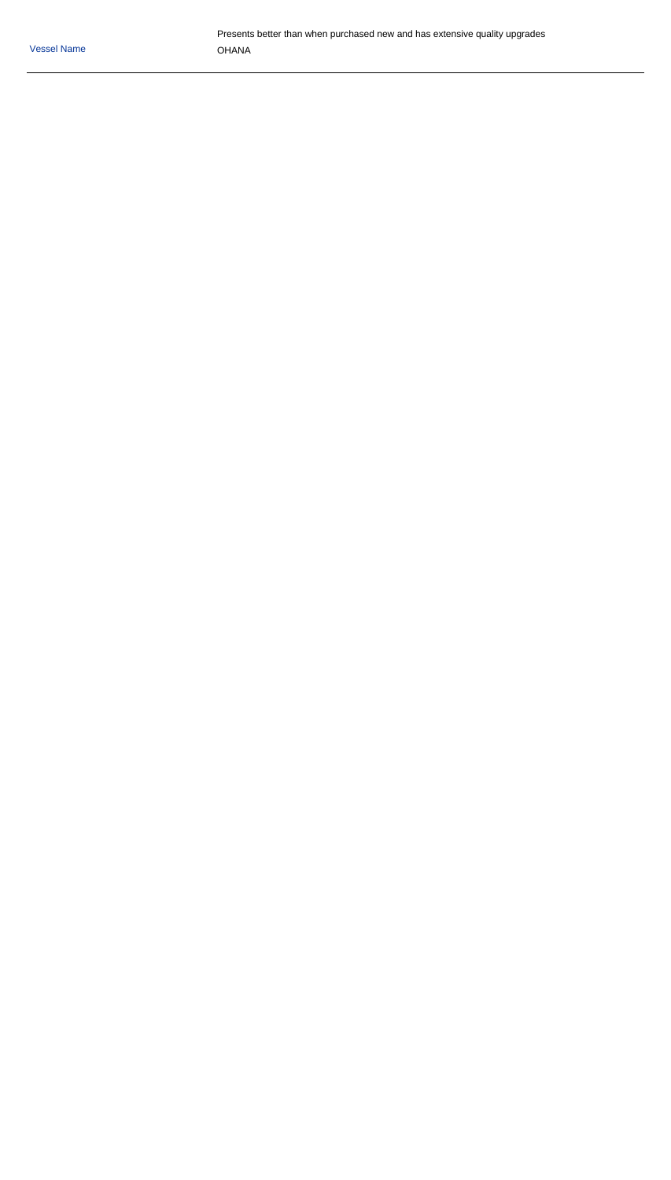Presents better than when purchased new and has extensive quality upgrades

| | |
|---|---|
| Vessel Name | OHANA |